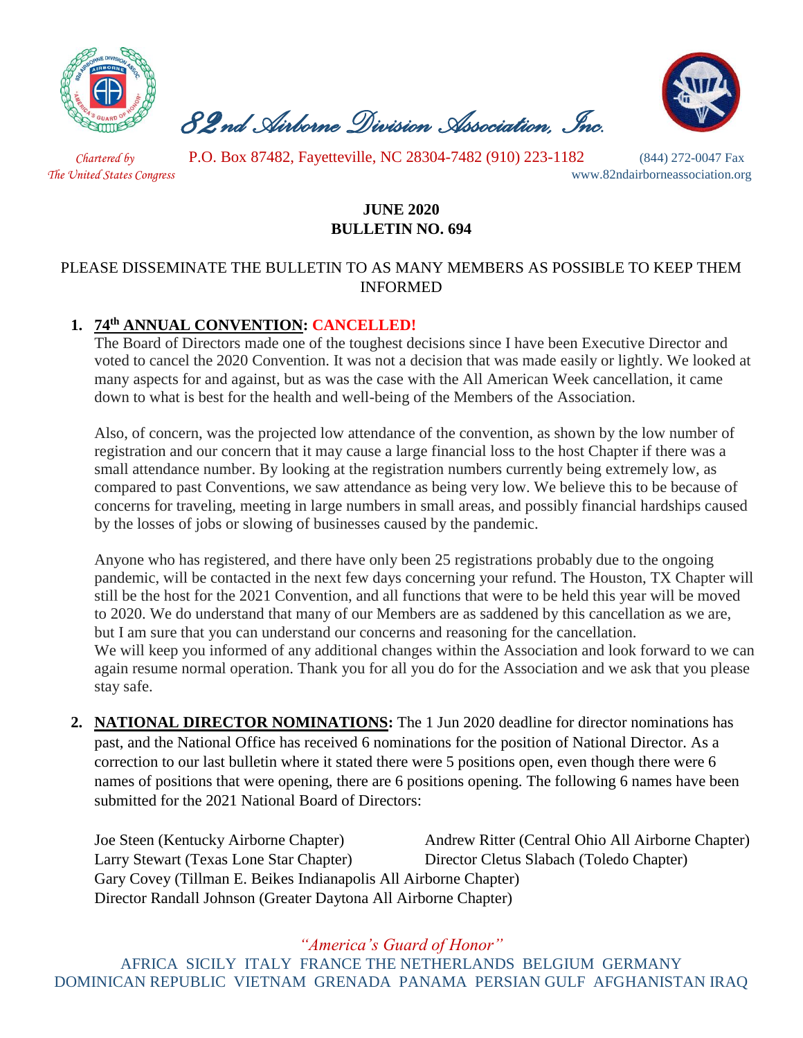# 82nd Airborne Division Association, Inc.

*Chartered by The United States Congress*

P.O. Box 87482, Fayetteville, NC 28304-7482 (910) 223-1182 (844) 272-0047 Fax

www.82ndairborneassociation.org

**JUNE 2020**
**BULLETIN NO. 694**

PLEASE DISSEMINATE THE BULLETIN TO AS MANY MEMBERS AS POSSIBLE TO KEEP THEM INFORMED

1. **74th ANNUAL CONVENTION: CANCELLED!**

   The Board of Directors made one of the toughest decisions since I have been Executive Director and voted to cancel the 2020 Convention. It was not a decision that was made easily or lightly. We looked at many aspects for and against, but as was the case with the All American Week cancellation, it came down to what is best for the health and well-being of the Members of the Association.

   Also, of concern, was the projected low attendance of the convention, as shown by the low number of registration and our concern that it may cause a large financial loss to the host Chapter if there was a small attendance number. By looking at the registration numbers currently being extremely low, as compared to past Conventions, we saw attendance as being very low. We believe this to be because of concerns for traveling, meeting in large numbers in small areas, and possibly financial hardships caused by the losses of jobs or slowing of businesses caused by the pandemic.

   Anyone who has registered, and there have only been 25 registrations probably due to the ongoing pandemic, will be contacted in the next few days concerning your refund. The Houston, TX Chapter will still be the host for the 2021 Convention, and all functions that were to be held this year will be moved to 2020. We do understand that many of our Members are as saddened by this cancellation as we are, but I am sure that you can understand our concerns and reasoning for the cancellation.
   We will keep you informed of any additional changes within the Association and look forward to we can again resume normal operation. Thank you for all you do for the Association and we ask that you please stay safe.

2. **NATIONAL DIRECTOR NOMINATIONS:** The 1 Jun 2020 deadline for director nominations has past, and the National Office has received 6 nominations for the position of National Director. As a correction to our last bulletin where it stated there were 5 positions open, even though there were 6 names of positions that were opening, there are 6 positions opening. The following 6 names have been submitted for the 2021 National Board of Directors:

   Joe Steen (Kentucky Airborne Chapter)
   Andrew Ritter (Central Ohio All Airborne Chapter)
   Larry Stewart (Texas Lone Star Chapter)
   Director Cletus Slabach (Toledo Chapter)
   Gary Covey (Tillman E. Beikes Indianapolis All Airborne Chapter)
   Director Randall Johnson (Greater Daytona All Airborne Chapter)

*"America's Guard of Honor"*

AFRICA SICILY ITALY FRANCE THE NETHERLANDS BELGIUM GERMANY DOMINICAN REPUBLIC VIETNAM GRENADA PANAMA PERSIAN GULF AFGHANISTAN IRAQ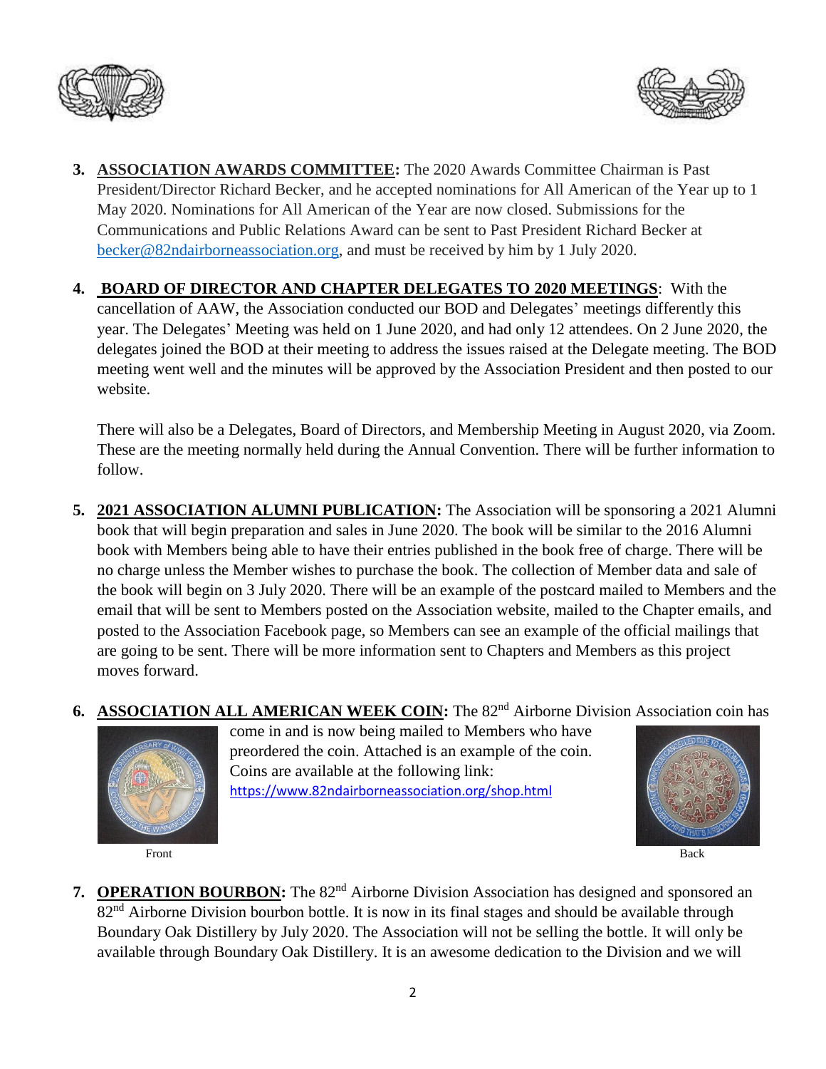3. **ASSOCIATION AWARDS COMMITTEE:** The 2020 Awards Committee Chairman is Past President/Director Richard Becker, and he accepted nominations for All American of the Year up to 1 May 2020. Nominations for All American of the Year are now closed. Submissions for the Communications and Public Relations Award can be sent to Past President Richard Becker at becker@82ndairborneassociation.org, and must be received by him by 1 July 2020.

4. **BOARD OF DIRECTOR AND CHAPTER DELEGATES TO 2020 MEETINGS**: With the cancellation of AAW, the Association conducted our BOD and Delegates' meetings differently this year. The Delegates' Meeting was held on 1 June 2020, and had only 12 attendees. On 2 June 2020, the delegates joined the BOD at their meeting to address the issues raised at the Delegate meeting. The BOD meeting went well and the minutes will be approved by the Association President and then posted to our website.

   There will also be a Delegates, Board of Directors, and Membership Meeting in August 2020, via Zoom. These are the meeting normally held during the Annual Convention. There will be further information to follow.

5. **2021 ASSOCIATION ALUMNI PUBLICATION:** The Association will be sponsoring a 2021 Alumni book that will begin preparation and sales in June 2020. The book will be similar to the 2016 Alumni book with Members being able to have their entries published in the book free of charge. There will be no charge unless the Member wishes to purchase the book. The collection of Member data and sale of the book will begin on 3 July 2020. There will be an example of the postcard mailed to Members and the email that will be sent to Members posted on the Association website, mailed to the Chapter emails, and posted to the Association Facebook page, so Members can see an example of the official mailings that are going to be sent. There will be more information sent to Chapters and Members as this project moves forward.

6. **ASSOCIATION ALL AMERICAN WEEK COIN:** The 82nd Airborne Division Association coin has come in and is now being mailed to Members who have preordered the coin. Attached is an example of the coin. Coins are available at the following link: https://www.82ndairborneassociation.org/shop.html

   Front

   Back

7. **OPERATION BOURBON:** The 82nd Airborne Division Association has designed and sponsored an 82nd Airborne Division bourbon bottle. It is now in its final stages and should be available through Boundary Oak Distillery by July 2020. The Association will not be selling the bottle. It will only be available through Boundary Oak Distillery. It is an awesome dedication to the Division and we will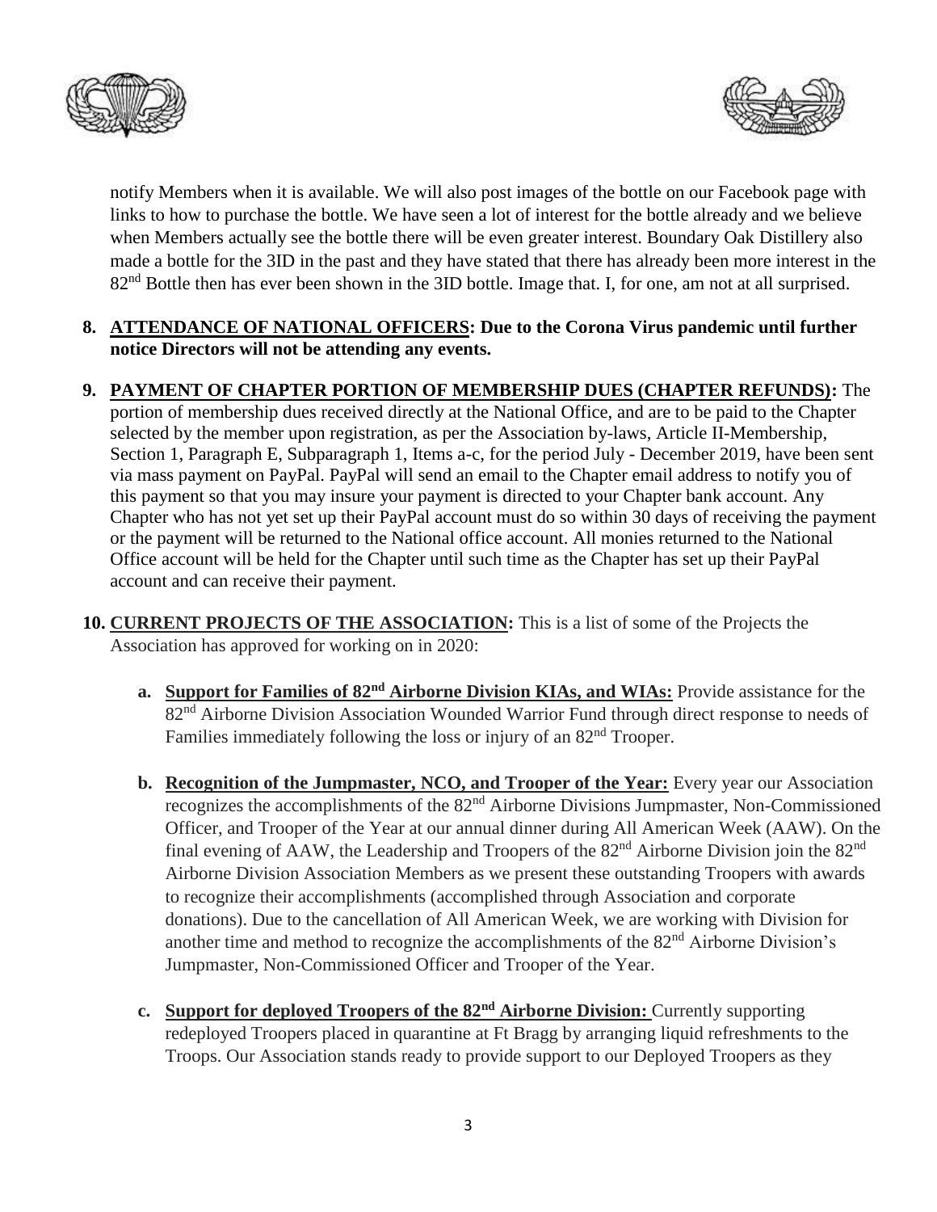notify Members when it is available. We will also post images of the bottle on our Facebook page with links to how to purchase the bottle. We have seen a lot of interest for the bottle already and we believe when Members actually see the bottle there will be even greater interest. Boundary Oak Distillery also made a bottle for the 3ID in the past and they have stated that there has already been more interest in the 82nd Bottle then has ever been shown in the 3ID bottle. Image that. I, for one, am not at all surprised.

8. **<u>ATTENDANCE OF NATIONAL OFFICERS</u>: Due to the Corona Virus pandemic until further notice Directors will not be attending any events.**

9. **<u>PAYMENT OF CHAPTER PORTION OF MEMBERSHIP DUES (CHAPTER REFUNDS)</u>:** The portion of membership dues received directly at the National Office, and are to be paid to the Chapter selected by the member upon registration, as per the Association by-laws, Article II-Membership, Section 1, Paragraph E, Subparagraph 1, Items a-c, for the period July - December 2019, have been sent via mass payment on PayPal. PayPal will send an email to the Chapter email address to notify you of this payment so that you may insure your payment is directed to your Chapter bank account. Any Chapter who has not yet set up their PayPal account must do so within 30 days of receiving the payment or the payment will be returned to the National office account. All monies returned to the National Office account will be held for the Chapter until such time as the Chapter has set up their PayPal account and can receive their payment.

10. **<u>CURRENT PROJECTS OF THE ASSOCIATION</u>:** This is a list of some of the Projects the Association has approved for working on in 2020:

    a. **<u>Support for Families of 82nd Airborne Division KIAs, and WIAs:</u>** Provide assistance for the 82nd Airborne Division Association Wounded Warrior Fund through direct response to needs of Families immediately following the loss or injury of an 82nd Trooper.

    b. **<u>Recognition of the Jumpmaster, NCO, and Trooper of the Year:</u>** Every year our Association recognizes the accomplishments of the 82nd Airborne Divisions Jumpmaster, Non-Commissioned Officer, and Trooper of the Year at our annual dinner during All American Week (AAW). On the final evening of AAW, the Leadership and Troopers of the 82nd Airborne Division join the 82nd Airborne Division Association Members as we present these outstanding Troopers with awards to recognize their accomplishments (accomplished through Association and corporate donations). Due to the cancellation of All American Week, we are working with Division for another time and method to recognize the accomplishments of the 82nd Airborne Division's Jumpmaster, Non-Commissioned Officer and Trooper of the Year.

    c. **<u>Support for deployed Troopers of the 82nd Airborne Division:</u>** Currently supporting redeployed Troopers placed in quarantine at Ft Bragg by arranging liquid refreshments to the Troops. Our Association stands ready to provide support to our Deployed Troopers as they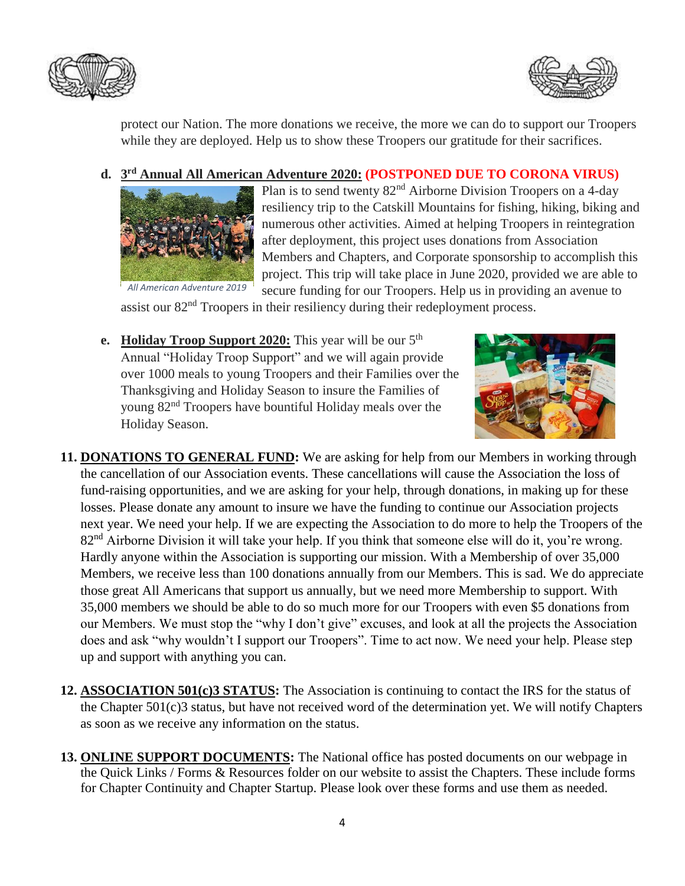protect our Nation. The more donations we receive, the more we can do to support our Troopers while they are deployed. Help us to show these Troopers our gratitude for their sacrifices.

**d. 3rd Annual All American Adventure 2020: (POSTPONED DUE TO CORONA VIRUS)**

*All American Adventure 2019*

Plan is to send twenty 82nd Airborne Division Troopers on a 4-day resiliency trip to the Catskill Mountains for fishing, hiking, biking and numerous other activities. Aimed at helping Troopers in reintegration after deployment, this project uses donations from Association Members and Chapters, and Corporate sponsorship to accomplish this project. This trip will take place in June 2020, provided we are able to secure funding for our Troopers. Help us in providing an avenue to assist our 82nd Troopers in their resiliency during their redeployment process.

**e. Holiday Troop Support 2020:** This year will be our 5th Annual "Holiday Troop Support" and we will again provide over 1000 meals to young Troopers and their Families over the Thanksgiving and Holiday Season to insure the Families of young 82nd Troopers have bountiful Holiday meals over the Holiday Season.

**11. DONATIONS TO GENERAL FUND:** We are asking for help from our Members in working through the cancellation of our Association events. These cancellations will cause the Association the loss of fund-raising opportunities, and we are asking for your help, through donations, in making up for these losses. Please donate any amount to insure we have the funding to continue our Association projects next year. We need your help. If we are expecting the Association to do more to help the Troopers of the 82nd Airborne Division it will take your help. If you think that someone else will do it, you're wrong. Hardly anyone within the Association is supporting our mission. With a Membership of over 35,000 Members, we receive less than 100 donations annually from our Members. This is sad. We do appreciate those great All Americans that support us annually, but we need more Membership to support. With 35,000 members we should be able to do so much more for our Troopers with even $5 donations from our Members. We must stop the "why I don't give" excuses, and look at all the projects the Association does and ask "why wouldn't I support our Troopers". Time to act now. We need your help. Please step up and support with anything you can.

**12. ASSOCIATION 501(c)3 STATUS:** The Association is continuing to contact the IRS for the status of the Chapter 501(c)3 status, but have not received word of the determination yet. We will notify Chapters as soon as we receive any information on the status.

**13. ONLINE SUPPORT DOCUMENTS:** The National office has posted documents on our webpage in the Quick Links / Forms & Resources folder on our website to assist the Chapters. These include forms for Chapter Continuity and Chapter Startup. Please look over these forms and use them as needed.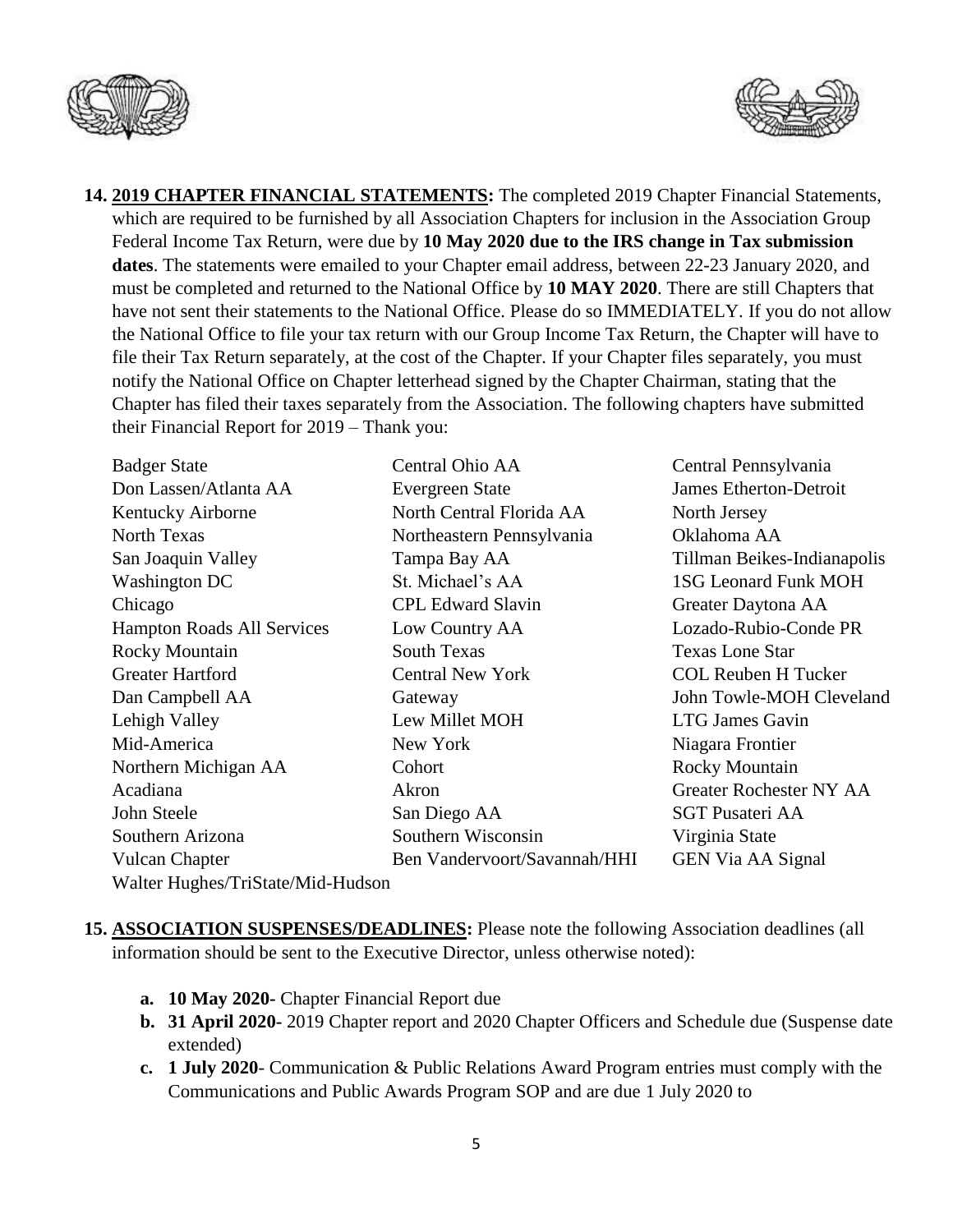**14. <u>2019 CHAPTER FINANCIAL STATEMENTS</u>:** The completed 2019 Chapter Financial Statements, which are required to be furnished by all Association Chapters for inclusion in the Association Group Federal Income Tax Return, were due by **10 May 2020 due to the IRS change in Tax submission dates**. The statements were emailed to your Chapter email address, between 22-23 January 2020, and must be completed and returned to the National Office by **10 MAY 2020**. There are still Chapters that have not sent their statements to the National Office. Please do so IMMEDIATELY. If you do not allow the National Office to file your tax return with our Group Income Tax Return, the Chapter will have to file their Tax Return separately, at the cost of the Chapter. If your Chapter files separately, you must notify the National Office on Chapter letterhead signed by the Chapter Chairman, stating that the Chapter has filed their taxes separately from the Association. The following chapters have submitted their Financial Report for 2019 – Thank you:

| | | |
|---|---|---|
| Badger State | Central Ohio AA | Central Pennsylvania |
| Don Lassen/Atlanta AA | Evergreen State | James Etherton-Detroit |
| Kentucky Airborne | North Central Florida AA | North Jersey |
| North Texas | Northeastern Pennsylvania | Oklahoma AA |
| San Joaquin Valley | Tampa Bay AA | Tillman Beikes-Indianapolis |
| Washington DC | St. Michael's AA | 1SG Leonard Funk MOH |
| Chicago | CPL Edward Slavin | Greater Daytona AA |
| Hampton Roads All Services | Low Country AA | Lozado-Rubio-Conde PR |
| Rocky Mountain | South Texas | Texas Lone Star |
| Greater Hartford | Central New York | COL Reuben H Tucker |
| Dan Campbell AA | Gateway | John Towle-MOH Cleveland |
| Lehigh Valley | Lew Millet MOH | LTG James Gavin |
| Mid-America | New York | Niagara Frontier |
| Northern Michigan AA | Cohort | Rocky Mountain |
| Acadiana | Akron | Greater Rochester NY AA |
| John Steele | San Diego AA | SGT Pusateri AA |
| Southern Arizona | Southern Wisconsin | Virginia State |
| Vulcan Chapter | Ben Vandervoort/Savannah/HHI | GEN Via AA Signal |
| Walter Hughes/TriState/Mid-Hudson | | |

**15. <u>ASSOCIATION SUSPENSES/DEADLINES</u>:** Please note the following Association deadlines (all information should be sent to the Executive Director, unless otherwise noted):

- **a. 10 May 2020-** Chapter Financial Report due
- **b. 31 April 2020-** 2019 Chapter report and 2020 Chapter Officers and Schedule due (Suspense date extended)
- **c. 1 July 2020**- Communication & Public Relations Award Program entries must comply with the Communications and Public Awards Program SOP and are due 1 July 2020 to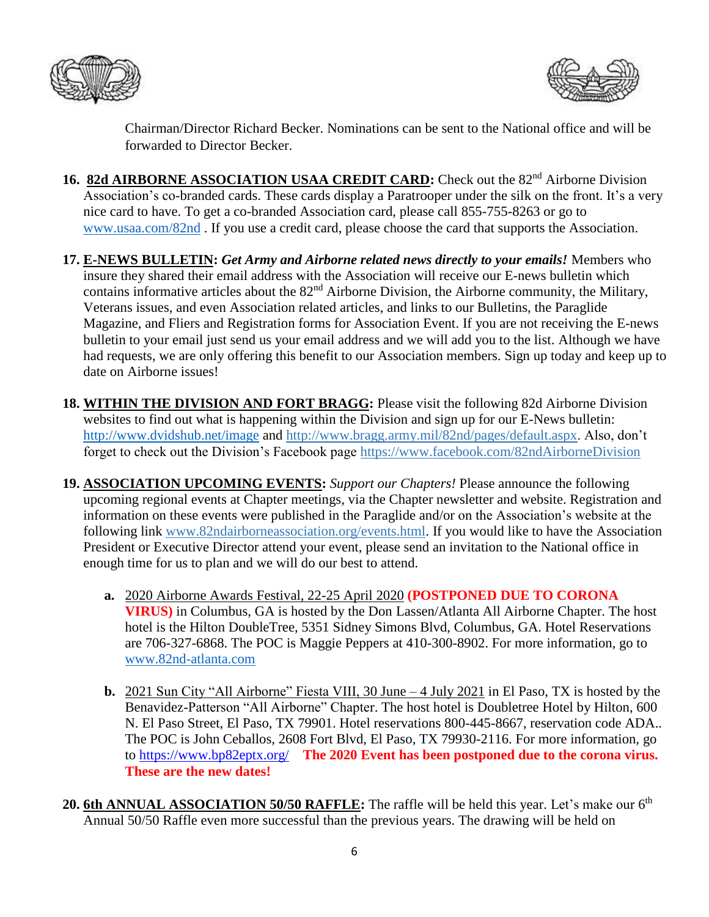Chairman/Director Richard Becker. Nominations can be sent to the National office and will be forwarded to Director Becker.

16. **<u>82d AIRBORNE ASSOCIATION USAA CREDIT CARD</u>:** Check out the 82nd Airborne Division Association's co-branded cards. These cards display a Paratrooper under the silk on the front. It's a very nice card to have. To get a co-branded Association card, please call 855-755-8263 or go to www.usaa.com/82nd . If you use a credit card, please choose the card that supports the Association.

17. **<u>E-NEWS BULLETIN</u>:** ***Get Army and Airborne related news directly to your emails!*** Members who insure they shared their email address with the Association will receive our E-news bulletin which contains informative articles about the 82nd Airborne Division, the Airborne community, the Military, Veterans issues, and even Association related articles, and links to our Bulletins, the Paraglide Magazine, and Fliers and Registration forms for Association Event. If you are not receiving the E-news bulletin to your email just send us your email address and we will add you to the list. Although we have had requests, we are only offering this benefit to our Association members. Sign up today and keep up to date on Airborne issues!

18. **<u>WITHIN THE DIVISION AND FORT BRAGG</u>:** Please visit the following 82d Airborne Division websites to find out what is happening within the Division and sign up for our E-News bulletin: http://www.dvidshub.net/image and http://www.bragg.army.mil/82nd/pages/default.aspx. Also, don't forget to check out the Division's Facebook page https://www.facebook.com/82ndAirborneDivision

19. **<u>ASSOCIATION UPCOMING EVENTS</u>:** *Support our Chapters!* Please announce the following upcoming regional events at Chapter meetings, via the Chapter newsletter and website. Registration and information on these events were published in the Paraglide and/or on the Association's website at the following link www.82ndairborneassociation.org/events.html. If you would like to have the Association President or Executive Director attend your event, please send an invitation to the National office in enough time for us to plan and we will do our best to attend.

    a. <u>2020 Airborne Awards Festival, 22-25 April 2020</u> **(POSTPONED DUE TO CORONA VIRUS)** in Columbus, GA is hosted by the Don Lassen/Atlanta All Airborne Chapter. The host hotel is the Hilton DoubleTree, 5351 Sidney Simons Blvd, Columbus, GA. Hotel Reservations are 706-327-6868. The POC is Maggie Peppers at 410-300-8902. For more information, go to www.82nd-atlanta.com

    b. <u>2021 Sun City "All Airborne" Fiesta VIII, 30 June – 4 July 2021</u> in El Paso, TX is hosted by the Benavidez-Patterson "All Airborne" Chapter. The host hotel is Doubletree Hotel by Hilton, 600 N. El Paso Street, El Paso, TX 79901. Hotel reservations 800-445-8667, reservation code ADA.. The POC is John Ceballos, 2608 Fort Blvd, El Paso, TX 79930-2116. For more information, go to https://www.bp82eptx.org/ **The 2020 Event has been postponed due to the corona virus. These are the new dates!**

20. **<u>6th ANNUAL ASSOCIATION 50/50 RAFFLE</u>:** The raffle will be held this year. Let's make our 6th Annual 50/50 Raffle even more successful than the previous years. The drawing will be held on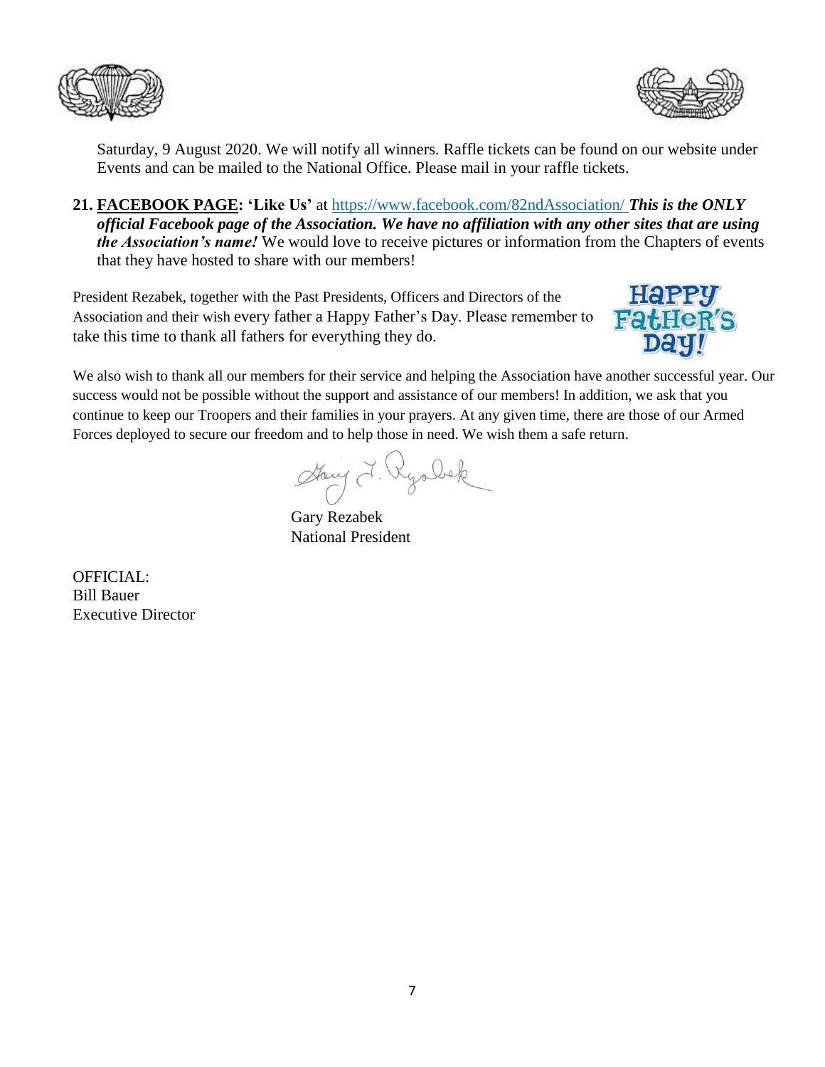Saturday, 9 August 2020. We will notify all winners. Raffle tickets can be found on our website under Events and can be mailed to the National Office. Please mail in your raffle tickets.

**21. FACEBOOK PAGE: 'Like Us'** at https://www.facebook.com/82ndAssociation/ ***This is the ONLY official Facebook page of the Association. We have no affiliation with any other sites that are using the Association's name!*** We would love to receive pictures or information from the Chapters of events that they have hosted to share with our members!

President Rezabek, together with the Past Presidents, Officers and Directors of the Association and their wish every father a Happy Father's Day. Please remember to take this time to thank all fathers for everything they do.

Happy Father's Day!

We also wish to thank all our members for their service and helping the Association have another successful year. Our success would not be possible without the support and assistance of our members! In addition, we ask that you continue to keep our Troopers and their families in your prayers. At any given time, there are those of our Armed Forces deployed to secure our freedom and to help those in need. We wish them a safe return.

Gary Rezabek
National President

OFFICIAL:
Bill Bauer
Executive Director